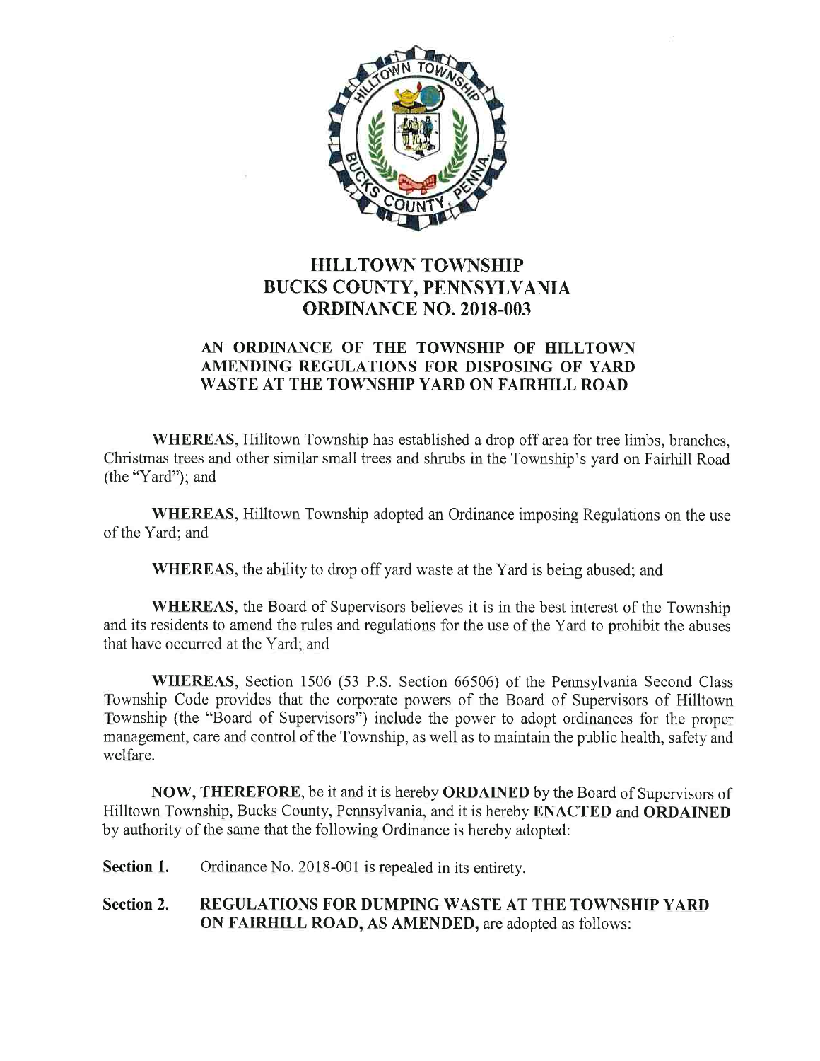# HILLTOWN TOWNSHIP
# BUCKS COUNTY, PENNSYLVANIA
# ORDINANCE NO. 2018-003

## AN ORDINANCE OF THE TOWNSHIP OF HILLTOWN AMENDING REGULATIONS FOR DISPOSING OF YARD WASTE AT THE TOWNSHIP YARD ON FAIRHILL ROAD

**WHEREAS**, Hilltown Township has established a drop off area for tree limbs, branches, Christmas trees and other similar small trees and shrubs in the Township's yard on Fairhill Road (the "Yard"); and

**WHEREAS**, Hilltown Township adopted an Ordinance imposing Regulations on the use of the Yard; and

**WHEREAS**, the ability to drop off yard waste at the Yard is being abused; and

**WHEREAS**, the Board of Supervisors believes it is in the best interest of the Township and its residents to amend the rules and regulations for the use of the Yard to prohibit the abuses that have occurred at the Yard; and

**WHEREAS**, Section 1506 (53 P.S. Section 66506) of the Pennsylvania Second Class Township Code provides that the corporate powers of the Board of Supervisors of Hilltown Township (the "Board of Supervisors") include the power to adopt ordinances for the proper management, care and control of the Township, as well as to maintain the public health, safety and welfare.

**NOW, THEREFORE**, be it and it is hereby **ORDAINED** by the Board of Supervisors of Hilltown Township, Bucks County, Pennsylvania, and it is hereby **ENACTED** and **ORDAINED** by authority of the same that the following Ordinance is hereby adopted:

**Section 1.** Ordinance No. 2018-001 is repealed in its entirety.

**Section 2.** **REGULATIONS FOR DUMPING WASTE AT THE TOWNSHIP YARD ON FAIRHILL ROAD, AS AMENDED,** are adopted as follows: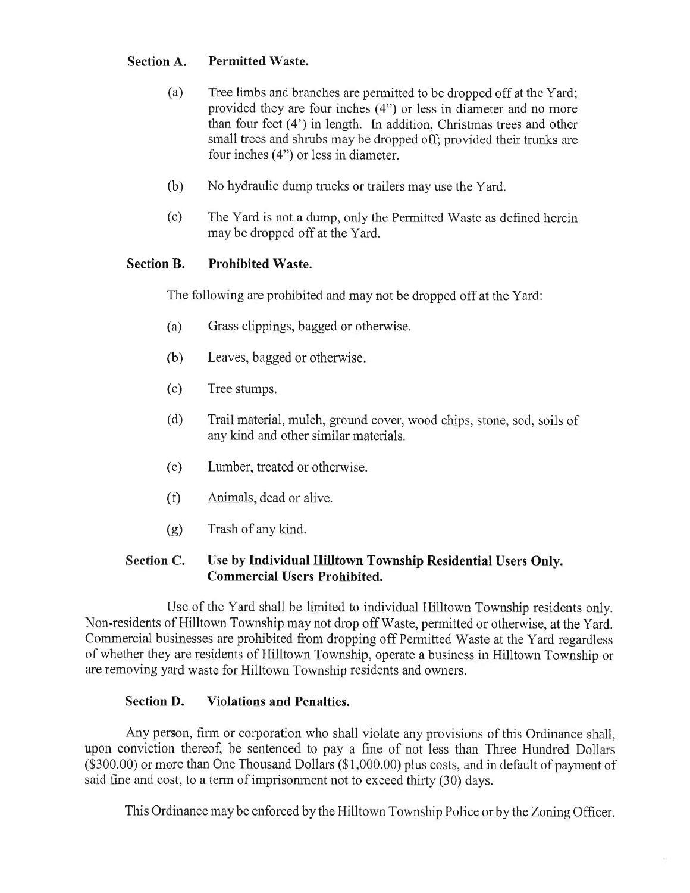### Section A. Permitted Waste.

(a) Tree limbs and branches are permitted to be dropped off at the Yard; provided they are four inches (4") or less in diameter and no more than four feet (4') in length. In addition, Christmas trees and other small trees and shrubs may be dropped off; provided their trunks are four inches (4") or less in diameter.

(b) No hydraulic dump trucks or trailers may use the Yard.

(c) The Yard is not a dump, only the Permitted Waste as defined herein may be dropped off at the Yard.

### Section B. Prohibited Waste.

The following are prohibited and may not be dropped off at the Yard:

(a) Grass clippings, bagged or otherwise.

(b) Leaves, bagged or otherwise.

(c) Tree stumps.

(d) Trail material, mulch, ground cover, wood chips, stone, sod, soils of any kind and other similar materials.

(e) Lumber, treated or otherwise.

(f) Animals, dead or alive.

(g) Trash of any kind.

### Section C. Use by Individual Hilltown Township Residential Users Only. Commercial Users Prohibited.

Use of the Yard shall be limited to individual Hilltown Township residents only. Non-residents of Hilltown Township may not drop off Waste, permitted or otherwise, at the Yard. Commercial businesses are prohibited from dropping off Permitted Waste at the Yard regardless of whether they are residents of Hilltown Township, operate a business in Hilltown Township or are removing yard waste for Hilltown Township residents and owners.

### Section D. Violations and Penalties.

Any person, firm or corporation who shall violate any provisions of this Ordinance shall, upon conviction thereof, be sentenced to pay a fine of not less than Three Hundred Dollars ($300.00) or more than One Thousand Dollars ($1,000.00) plus costs, and in default of payment of said fine and cost, to a term of imprisonment not to exceed thirty (30) days.

This Ordinance may be enforced by the Hilltown Township Police or by the Zoning Officer.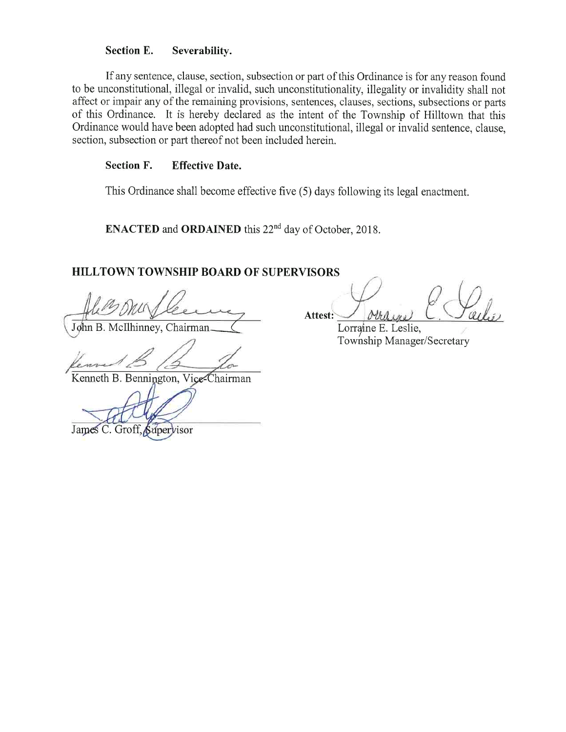**Section E. Severability.**

If any sentence, clause, section, subsection or part of this Ordinance is for any reason found to be unconstitutional, illegal or invalid, such unconstitutionality, illegality or invalidity shall not affect or impair any of the remaining provisions, sentences, clauses, sections, subsections or parts of this Ordinance. It is hereby declared as the intent of the Township of Hilltown that this Ordinance would have been adopted had such unconstitutional, illegal or invalid sentence, clause, section, subsection or part thereof not been included herein.

**Section F. Effective Date.**

This Ordinance shall become effective five (5) days following its legal enactment.

**ENACTED** and **ORDAINED** this 22nd day of October, 2018.

**HILLTOWN TOWNSHIP BOARD OF SUPERVISORS**

John B. McIlhinney, Chairman

Kenneth B. Bennington, Vice-Chairman

James C. Groff, Supervisor

**Attest:**

Lorraine E. Leslie,
Township Manager/Secretary